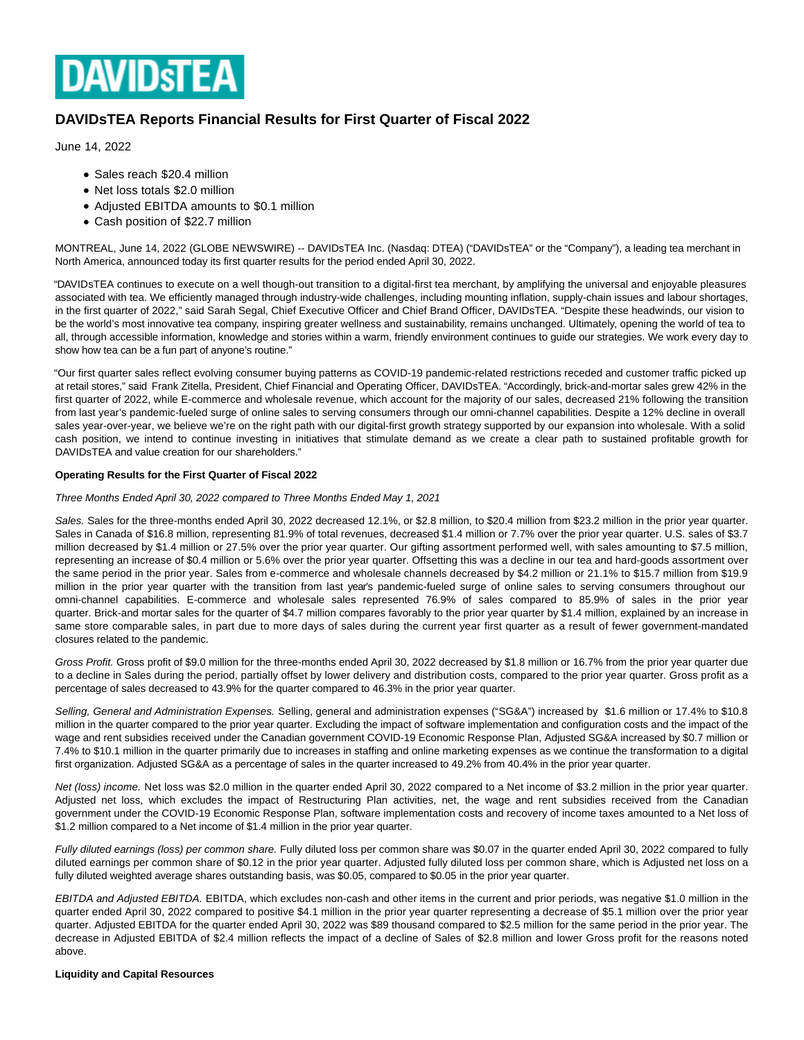DAVIDsTEA

# DAVIDsTEA Reports Financial Results for First Quarter of Fiscal 2022

June 14, 2022

- Sales reach $20.4 million
- Net loss totals $2.0 million
- Adjusted EBITDA amounts to $0.1 million
- Cash position of $22.7 million

MONTREAL, June 14, 2022 (GLOBE NEWSWIRE) -- DAVIDsTEA Inc. (Nasdaq: DTEA) ("DAVIDsTEA" or the "Company"), a leading tea merchant in North America, announced today its first quarter results for the period ended April 30, 2022.

"DAVIDsTEA continues to execute on a well though-out transition to a digital-first tea merchant, by amplifying the universal and enjoyable pleasures associated with tea. We efficiently managed through industry-wide challenges, including mounting inflation, supply-chain issues and labour shortages, in the first quarter of 2022," said Sarah Segal, Chief Executive Officer and Chief Brand Officer, DAVIDsTEA. "Despite these headwinds, our vision to be the world's most innovative tea company, inspiring greater wellness and sustainability, remains unchanged. Ultimately, opening the world of tea to all, through accessible information, knowledge and stories within a warm, friendly environment continues to guide our strategies. We work every day to show how tea can be a fun part of anyone's routine."

"Our first quarter sales reflect evolving consumer buying patterns as COVID-19 pandemic-related restrictions receded and customer traffic picked up at retail stores," said Frank Zitella, President, Chief Financial and Operating Officer, DAVIDsTEA. "Accordingly, brick-and-mortar sales grew 42% in the first quarter of 2022, while E-commerce and wholesale revenue, which account for the majority of our sales, decreased 21% following the transition from last year's pandemic-fueled surge of online sales to serving consumers through our omni-channel capabilities. Despite a 12% decline in overall sales year-over-year, we believe we're on the right path with our digital-first growth strategy supported by our expansion into wholesale. With a solid cash position, we intend to continue investing in initiatives that stimulate demand as we create a clear path to sustained profitable growth for DAVIDsTEA and value creation for our shareholders."

**Operating Results for the First Quarter of Fiscal 2022**

*Three Months Ended April 30, 2022 compared to Three Months Ended May 1, 2021*

*Sales.* Sales for the three-months ended April 30, 2022 decreased 12.1%, or $2.8 million, to $20.4 million from $23.2 million in the prior year quarter. Sales in Canada of $16.8 million, representing 81.9% of total revenues, decreased $1.4 million or 7.7% over the prior year quarter. U.S. sales of $3.7 million decreased by $1.4 million or 27.5% over the prior year quarter. Our gifting assortment performed well, with sales amounting to $7.5 million, representing an increase of $0.4 million or 5.6% over the prior year quarter. Offsetting this was a decline in our tea and hard-goods assortment over the same period in the prior year. Sales from e-commerce and wholesale channels decreased by $4.2 million or 21.1% to $15.7 million from $19.9 million in the prior year quarter with the transition from last year's pandemic-fueled surge of online sales to serving consumers throughout our omni-channel capabilities. E-commerce and wholesale sales represented 76.9% of sales compared to 85.9% of sales in the prior year quarter. Brick-and mortar sales for the quarter of $4.7 million compares favorably to the prior year quarter by $1.4 million, explained by an increase in same store comparable sales, in part due to more days of sales during the current year first quarter as a result of fewer government-mandated closures related to the pandemic.

*Gross Profit.* Gross profit of $9.0 million for the three-months ended April 30, 2022 decreased by $1.8 million or 16.7% from the prior year quarter due to a decline in Sales during the period, partially offset by lower delivery and distribution costs, compared to the prior year quarter. Gross profit as a percentage of sales decreased to 43.9% for the quarter compared to 46.3% in the prior year quarter.

*Selling, General and Administration Expenses.* Selling, general and administration expenses ("SG&A") increased by $1.6 million or 17.4% to $10.8 million in the quarter compared to the prior year quarter. Excluding the impact of software implementation and configuration costs and the impact of the wage and rent subsidies received under the Canadian government COVID-19 Economic Response Plan, Adjusted SG&A increased by $0.7 million or 7.4% to $10.1 million in the quarter primarily due to increases in staffing and online marketing expenses as we continue the transformation to a digital first organization. Adjusted SG&A as a percentage of sales in the quarter increased to 49.2% from 40.4% in the prior year quarter.

*Net (loss) income.* Net loss was $2.0 million in the quarter ended April 30, 2022 compared to a Net income of $3.2 million in the prior year quarter. Adjusted net loss, which excludes the impact of Restructuring Plan activities, net, the wage and rent subsidies received from the Canadian government under the COVID-19 Economic Response Plan, software implementation costs and recovery of income taxes amounted to a Net loss of $1.2 million compared to a Net income of $1.4 million in the prior year quarter.

*Fully diluted earnings (loss) per common share.* Fully diluted loss per common share was $0.07 in the quarter ended April 30, 2022 compared to fully diluted earnings per common share of $0.12 in the prior year quarter. Adjusted fully diluted loss per common share, which is Adjusted net loss on a fully diluted weighted average shares outstanding basis, was $0.05, compared to $0.05 in the prior year quarter.

*EBITDA and Adjusted EBITDA.* EBITDA, which excludes non-cash and other items in the current and prior periods, was negative $1.0 million in the quarter ended April 30, 2022 compared to positive $4.1 million in the prior year quarter representing a decrease of $5.1 million over the prior year quarter. Adjusted EBITDA for the quarter ended April 30, 2022 was $89 thousand compared to $2.5 million for the same period in the prior year. The decrease in Adjusted EBITDA of $2.4 million reflects the impact of a decline of Sales of $2.8 million and lower Gross profit for the reasons noted above.

**Liquidity and Capital Resources**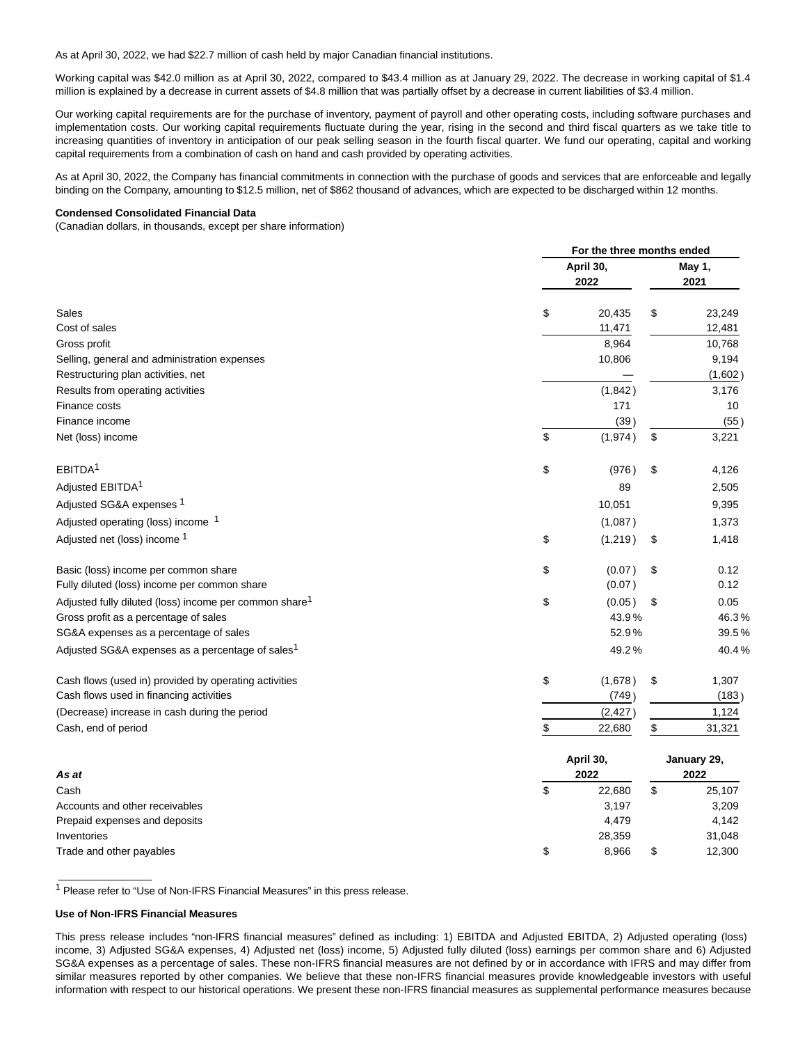As at April 30, 2022, we had $22.7 million of cash held by major Canadian financial institutions.

Working capital was $42.0 million as at April 30, 2022, compared to $43.4 million as at January 29, 2022. The decrease in working capital of $1.4 million is explained by a decrease in current assets of $4.8 million that was partially offset by a decrease in current liabilities of $3.4 million.

Our working capital requirements are for the purchase of inventory, payment of payroll and other operating costs, including software purchases and implementation costs. Our working capital requirements fluctuate during the year, rising in the second and third fiscal quarters as we take title to increasing quantities of inventory in anticipation of our peak selling season in the fourth fiscal quarter. We fund our operating, capital and working capital requirements from a combination of cash on hand and cash provided by operating activities.

As at April 30, 2022, the Company has financial commitments in connection with the purchase of goods and services that are enforceable and legally binding on the Company, amounting to $12.5 million, net of $862 thousand of advances, which are expected to be discharged within 12 months.

**Condensed Consolidated Financial Data**
(Canadian dollars, in thousands, except per share information)

| | For the three months ended | |
|---|---|---|
| | April 30, 2022 | May 1, 2021 |
| Sales | $ 20,435 | $ 23,249 |
| Cost of sales | 11,471 | 12,481 |
| Gross profit | 8,964 | 10,768 |
| Selling, general and administration expenses | 10,806 | 9,194 |
| Restructuring plan activities, net | — | (1,602) |
| Results from operating activities | (1,842) | 3,176 |
| Finance costs | 171 | 10 |
| Finance income | (39) | (55) |
| Net (loss) income | $ (1,974) | $ 3,221 |
| EBITDA[1] | $ (976) | $ 4,126 |
| Adjusted EBITDA[1] | 89 | 2,505 |
| Adjusted SG&A expenses [1] | 10,051 | 9,395 |
| Adjusted operating (loss) income [1] | (1,087) | 1,373 |
| Adjusted net (loss) income [1] | $ (1,219) | $ 1,418 |
| Basic (loss) income per common share | $ (0.07) | $ 0.12 |
| Fully diluted (loss) income per common share | (0.07) | 0.12 |
| Adjusted fully diluted (loss) income per common share[1] | $ (0.05) | $ 0.05 |
| Gross profit as a percentage of sales | 43.9% | 46.3% |
| SG&A expenses as a percentage of sales | 52.9% | 39.5% |
| Adjusted SG&A expenses as a percentage of sales[1] | 49.2% | 40.4% |
| Cash flows (used in) provided by operating activities | $ (1,678) | $ 1,307 |
| Cash flows used in financing activities | (749) | (183) |
| (Decrease) increase in cash during the period | (2,427) | 1,124 |
| Cash, end of period | $ 22,680 | $ 31,321 |

| *As at* | April 30, 2022 | January 29, 2022 |
|---|---|---|
| Cash | $ 22,680 | $ 25,107 |
| Accounts and other receivables | 3,197 | 3,209 |
| Prepaid expenses and deposits | 4,479 | 4,142 |
| Inventories | 28,359 | 31,048 |
| Trade and other payables | $ 8,966 | $ 12,300 |

[1] Please refer to "Use of Non-IFRS Financial Measures" in this press release.

**Use of Non-IFRS Financial Measures**

This press release includes "non-IFRS financial measures" defined as including: 1) EBITDA and Adjusted EBITDA, 2) Adjusted operating (loss) income, 3) Adjusted SG&A expenses, 4) Adjusted net (loss) income, 5) Adjusted fully diluted (loss) earnings per common share and 6) Adjusted SG&A expenses as a percentage of sales. These non-IFRS financial measures are not defined by or in accordance with IFRS and may differ from similar measures reported by other companies. We believe that these non-IFRS financial measures provide knowledgeable investors with useful information with respect to our historical operations. We present these non-IFRS financial measures as supplemental performance measures because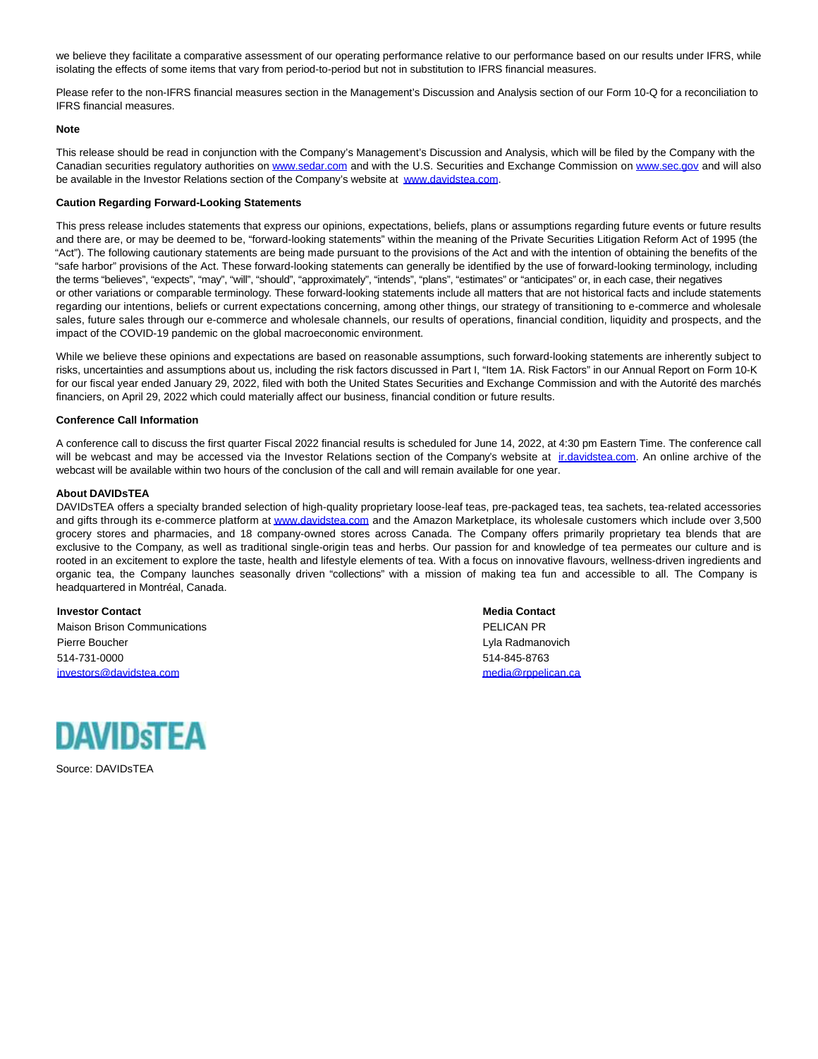we believe they facilitate a comparative assessment of our operating performance relative to our performance based on our results under IFRS, while isolating the effects of some items that vary from period-to-period but not in substitution to IFRS financial measures.

Please refer to the non-IFRS financial measures section in the Management's Discussion and Analysis section of our Form 10-Q for a reconciliation to IFRS financial measures.

**Note**

This release should be read in conjunction with the Company's Management's Discussion and Analysis, which will be filed by the Company with the Canadian securities regulatory authorities on www.sedar.com and with the U.S. Securities and Exchange Commission on www.sec.gov and will also be available in the Investor Relations section of the Company's website at www.davidstea.com.

**Caution Regarding Forward-Looking Statements**

This press release includes statements that express our opinions, expectations, beliefs, plans or assumptions regarding future events or future results and there are, or may be deemed to be, "forward-looking statements" within the meaning of the Private Securities Litigation Reform Act of 1995 (the "Act"). The following cautionary statements are being made pursuant to the provisions of the Act and with the intention of obtaining the benefits of the "safe harbor" provisions of the Act. These forward-looking statements can generally be identified by the use of forward-looking terminology, including the terms "believes", "expects", "may", "will", "should", "approximately", "intends", "plans", "estimates" or "anticipates" or, in each case, their negatives or other variations or comparable terminology. These forward-looking statements include all matters that are not historical facts and include statements regarding our intentions, beliefs or current expectations concerning, among other things, our strategy of transitioning to e-commerce and wholesale sales, future sales through our e-commerce and wholesale channels, our results of operations, financial condition, liquidity and prospects, and the impact of the COVID-19 pandemic on the global macroeconomic environment.

While we believe these opinions and expectations are based on reasonable assumptions, such forward-looking statements are inherently subject to risks, uncertainties and assumptions about us, including the risk factors discussed in Part I, "Item 1A. Risk Factors" in our Annual Report on Form 10-K for our fiscal year ended January 29, 2022, filed with both the United States Securities and Exchange Commission and with the Autorité des marchés financiers, on April 29, 2022 which could materially affect our business, financial condition or future results.

**Conference Call Information**

A conference call to discuss the first quarter Fiscal 2022 financial results is scheduled for June 14, 2022, at 4:30 pm Eastern Time. The conference call will be webcast and may be accessed via the Investor Relations section of the Company's website at ir.davidstea.com. An online archive of the webcast will be available within two hours of the conclusion of the call and will remain available for one year.

**About DAVIDsTEA**

DAVIDsTEA offers a specialty branded selection of high-quality proprietary loose-leaf teas, pre-packaged teas, tea sachets, tea-related accessories and gifts through its e-commerce platform at www.davidstea.com and the Amazon Marketplace, its wholesale customers which include over 3,500 grocery stores and pharmacies, and 18 company-owned stores across Canada. The Company offers primarily proprietary tea blends that are exclusive to the Company, as well as traditional single-origin teas and herbs. Our passion for and knowledge of tea permeates our culture and is rooted in an excitement to explore the taste, health and lifestyle elements of tea. With a focus on innovative flavours, wellness-driven ingredients and organic tea, the Company launches seasonally driven "collections" with a mission of making tea fun and accessible to all. The Company is headquartered in Montréal, Canada.

**Investor Contact**
Maison Brison Communications
Pierre Boucher
514-731-0000
investors@davidstea.com

**Media Contact**
PELICAN PR
Lyla Radmanovich
514-845-8763
media@rppelican.ca

DAVIDsTEA

Source: DAVIDsTEA